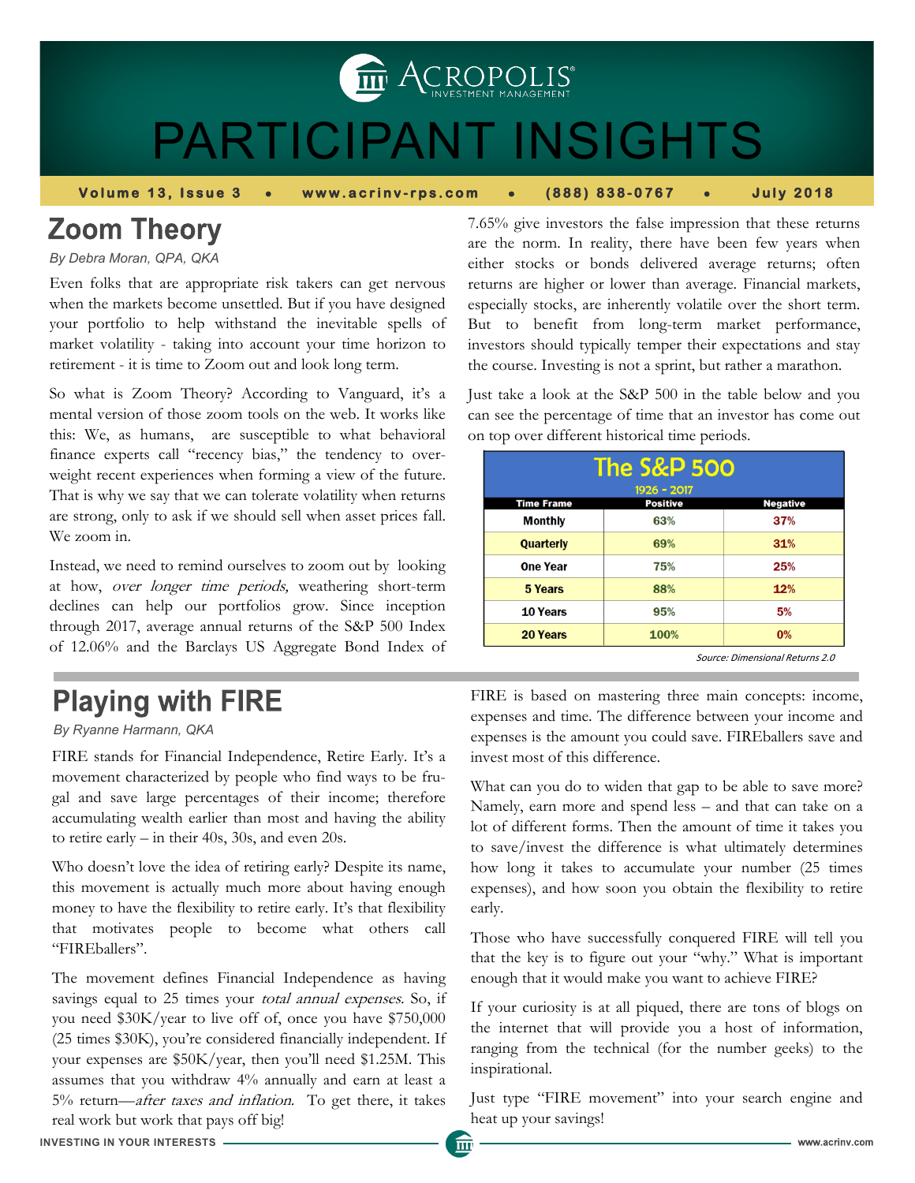# PARTICIPANT INSIGHTS

Volume 13, Issue 3 • www.acrinv-rps.com • (888) 838-0767 • July 2018

## Zoom Theory

*By Debra Moran, QPA, QKA*

Even folks that are appropriate risk takers can get nervous when the markets become unsettled. But if you have designed your portfolio to help withstand the inevitable spells of market volatility - taking into account your time horizon to retirement - it is time to Zoom out and look long term.

So what is Zoom Theory? According to Vanguard, it's a mental version of those zoom tools on the web. It works like this: We, as humans, are susceptible to what behavioral finance experts call "recency bias," the tendency to over-weight recent experiences when forming a view of the future. That is why we say that we can tolerate volatility when returns are strong, only to ask if we should sell when asset prices fall. We zoom in.

Instead, we need to remind ourselves to zoom out by looking at how, *over longer time periods,* weathering short-term declines can help our portfolios grow. Since inception through 2017, average annual returns of the S&P 500 Index of 12.06% and the Barclays US Aggregate Bond Index of 7.65% give investors the false impression that these returns are the norm. In reality, there have been few years when either stocks or bonds delivered average returns; often returns are higher or lower than average. Financial markets, especially stocks, are inherently volatile over the short term. But to benefit from long-term market performance, investors should typically temper their expectations and stay the course. Investing is not a sprint, but rather a marathon.

Just take a look at the S&P 500 in the table below and you can see the percentage of time that an investor has come out on top over different historical time periods.

**The S&P 500**
1926 - 2017

| Time Frame | Positive | Negative |
|---|---|---|
| Monthly | 63% | 37% |
| Quarterly | 69% | 31% |
| One Year | 75% | 25% |
| 5 Years | 88% | 12% |
| 10 Years | 95% | 5% |
| 20 Years | 100% | 0% |

*Source: Dimensional Returns 2.0*

## Playing with FIRE

*By Ryanne Harmann, QKA*

FIRE stands for Financial Independence, Retire Early. It's a movement characterized by people who find ways to be frugal and save large percentages of their income; therefore accumulating wealth earlier than most and having the ability to retire early – in their 40s, 30s, and even 20s.

Who doesn't love the idea of retiring early? Despite its name, this movement is actually much more about having enough money to have the flexibility to retire early. It's that flexibility that motivates people to become what others call "FIREballers".

The movement defines Financial Independence as having savings equal to 25 times your *total annual expenses.* So, if you need $30K/year to live off of, once you have $750,000 (25 times $30K), you're considered financially independent. If your expenses are $50K/year, then you'll need $1.25M. This assumes that you withdraw 4% annually and earn at least a 5% return—*after taxes and inflation.* To get there, it takes real work but work that pays off big!

FIRE is based on mastering three main concepts: income, expenses and time. The difference between your income and expenses is the amount you could save. FIREballers save and invest most of this difference.

What can you do to widen that gap to be able to save more? Namely, earn more and spend less – and that can take on a lot of different forms. Then the amount of time it takes you to save/invest the difference is what ultimately determines how long it takes to accumulate your number (25 times expenses), and how soon you obtain the flexibility to retire early.

Those who have successfully conquered FIRE will tell you that the key is to figure out your "why." What is important enough that it would make you want to achieve FIRE?

If your curiosity is at all piqued, there are tons of blogs on the internet that will provide you a host of information, ranging from the technical (for the number geeks) to the inspirational.

Just type "FIRE movement" into your search engine and heat up your savings!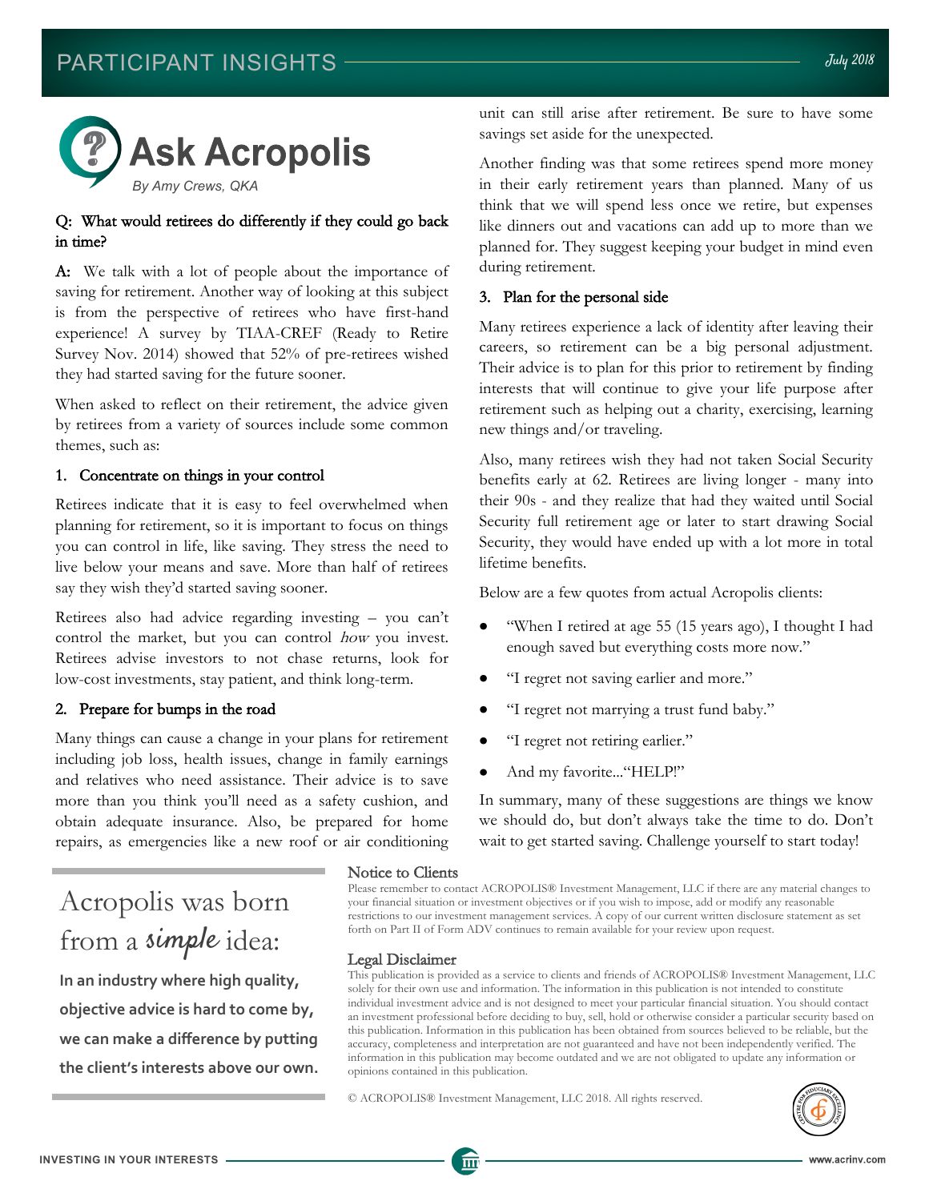# Ask Acropolis

*By Amy Crews, QKA*

**Q: What would retirees do differently if they could go back in time?**

**A:** We talk with a lot of people about the importance of saving for retirement. Another way of looking at this subject is from the perspective of retirees who have first-hand experience! A survey by TIAA-CREF (Ready to Retire Survey Nov. 2014) showed that 52% of pre-retirees wished they had started saving for the future sooner.

When asked to reflect on their retirement, the advice given by retirees from a variety of sources include some common themes, such as:

### 1. Concentrate on things in your control

Retirees indicate that it is easy to feel overwhelmed when planning for retirement, so it is important to focus on things you can control in life, like saving. They stress the need to live below your means and save. More than half of retirees say they wish they'd started saving sooner.

Retirees also had advice regarding investing – you can't control the market, but you can control *how* you invest. Retirees advise investors to not chase returns, look for low-cost investments, stay patient, and think long-term.

### 2. Prepare for bumps in the road

Many things can cause a change in your plans for retirement including job loss, health issues, change in family earnings and relatives who need assistance. Their advice is to save more than you think you'll need as a safety cushion, and obtain adequate insurance. Also, be prepared for home repairs, as emergencies like a new roof or air conditioning unit can still arise after retirement. Be sure to have some savings set aside for the unexpected.

Another finding was that some retirees spend more money in their early retirement years than planned. Many of us think that we will spend less once we retire, but expenses like dinners out and vacations can add up to more than we planned for. They suggest keeping your budget in mind even during retirement.

### 3. Plan for the personal side

Many retirees experience a lack of identity after leaving their careers, so retirement can be a big personal adjustment. Their advice is to plan for this prior to retirement by finding interests that will continue to give your life purpose after retirement such as helping out a charity, exercising, learning new things and/or traveling.

Also, many retirees wish they had not taken Social Security benefits early at 62. Retirees are living longer - many into their 90s - and they realize that had they waited until Social Security full retirement age or later to start drawing Social Security, they would have ended up with a lot more in total lifetime benefits.

Below are a few quotes from actual Acropolis clients:

- "When I retired at age 55 (15 years ago), I thought I had enough saved but everything costs more now."
- "I regret not saving earlier and more."
- "I regret not marrying a trust fund baby."
- "I regret not retiring earlier."
- And my favorite..."HELP!"

In summary, many of these suggestions are things we know we should do, but don't always take the time to do. Don't wait to get started saving. Challenge yourself to start today!

---

Acropolis was born from a *simple* idea:

**In an industry where high quality, objective advice is hard to come by, we can make a difference by putting the client's interests above our own.**

---

### Notice to Clients

Please remember to contact ACROPOLIS® Investment Management, LLC if there are any material changes to your financial situation or investment objectives or if you wish to impose, add or modify any reasonable restrictions to our investment management services. A copy of our current written disclosure statement as set forth on Part II of Form ADV continues to remain available for your review upon request.

### Legal Disclaimer

This publication is provided as a service to clients and friends of ACROPOLIS® Investment Management, LLC solely for their own use and information. The information in this publication is not intended to constitute individual investment advice and is not designed to meet your particular financial situation. You should contact an investment professional before deciding to buy, sell, hold or otherwise consider a particular security based on this publication. Information in this publication has been obtained from sources believed to be reliable, but the accuracy, completeness and interpretation are not guaranteed and have not been independently verified. The information in this publication may become outdated and we are not obligated to update any information or opinions contained in this publication.

© ACROPOLIS® Investment Management, LLC 2018. All rights reserved.